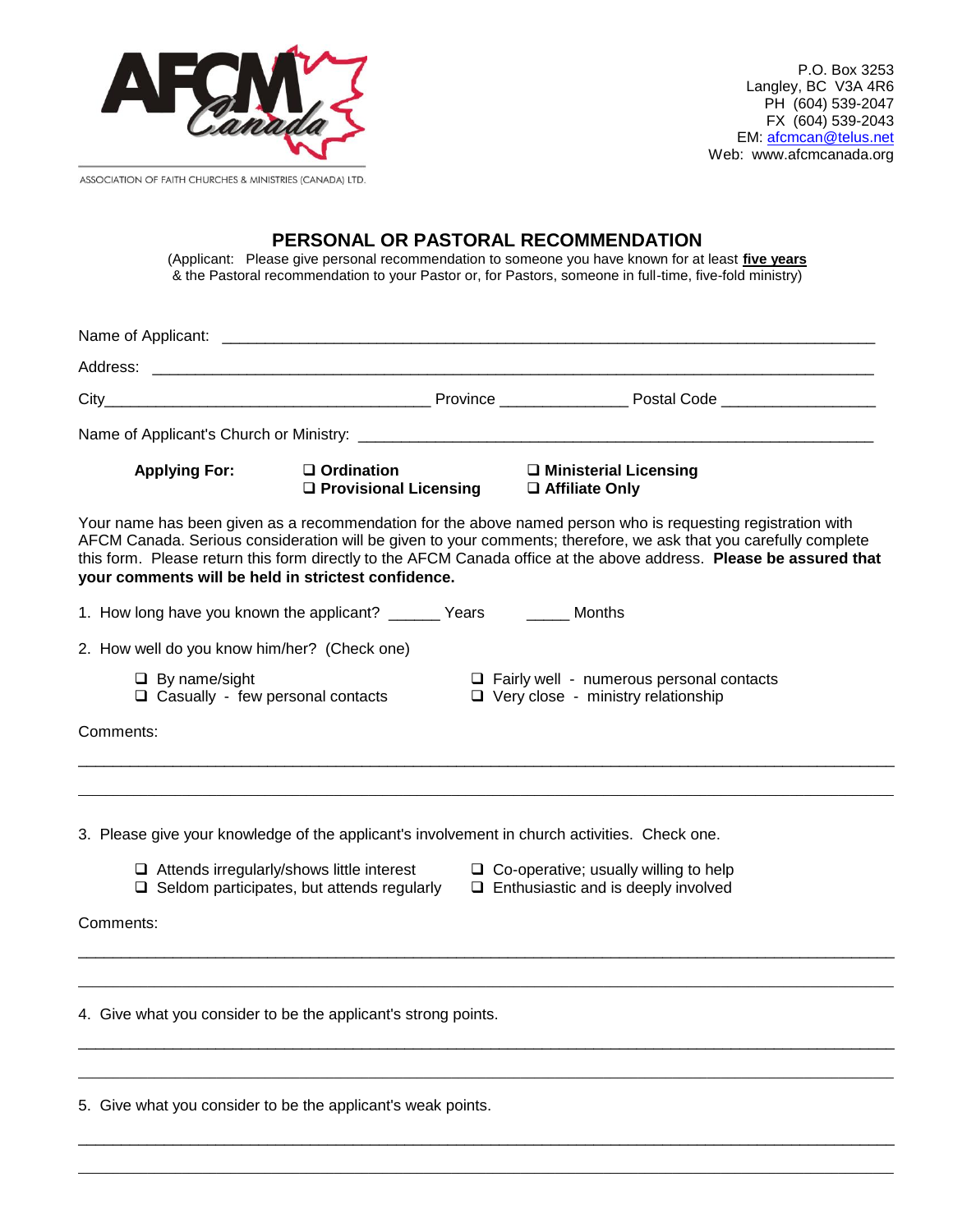AFCM Canada

ASSOCIATION OF FAITH CHURCHES & MINISTRIES (CANADA) LTD.

P.O. Box 3253
Langley, BC V3A 4R6
PH (604) 539-2047
FX (604) 539-2043
EM: afcmcan@telus.net
Web: www.afcmcanada.org

## PERSONAL OR PASTORAL RECOMMENDATION

(Applicant: Please give personal recommendation to someone you have known for at least **five years** & the Pastoral recommendation to your Pastor or, for Pastors, someone in full-time, five-fold ministry)

Name of Applicant: ________________________________________________________________

Address: ______________________________________________________________________

City______________________________________ Province ______________ Postal Code _________________

Name of Applicant's Church or Ministry: ___________________________________________________

**Applying For:**

- ❑ **Ordination**
- ❑ **Provisional Licensing**
- ❑ **Ministerial Licensing**
- ❑ **Affiliate Only**

Your name has been given as a recommendation for the above named person who is requesting registration with AFCM Canada. Serious consideration will be given to your comments; therefore, we ask that you carefully complete this form. Please return this form directly to the AFCM Canada office at the above address. **Please be assured that your comments will be held in strictest confidence.**

1. How long have you known the applicant? ______ Years _____ Months

2. How well do you know him/her? (Check one)

- ❑ By name/sight
- ❑ Casually - few personal contacts
- ❑ Fairly well - numerous personal contacts
- ❑ Very close - ministry relationship

Comments:

______________________________________________________________________________________

______________________________________________________________________________________

3. Please give your knowledge of the applicant's involvement in church activities. Check one.

- ❑ Attends irregularly/shows little interest
- ❑ Seldom participates, but attends regularly
- ❑ Co-operative; usually willing to help
- ❑ Enthusiastic and is deeply involved

Comments:

______________________________________________________________________________________

______________________________________________________________________________________

4. Give what you consider to be the applicant's strong points.

______________________________________________________________________________________

______________________________________________________________________________________

5. Give what you consider to be the applicant's weak points.

______________________________________________________________________________________

______________________________________________________________________________________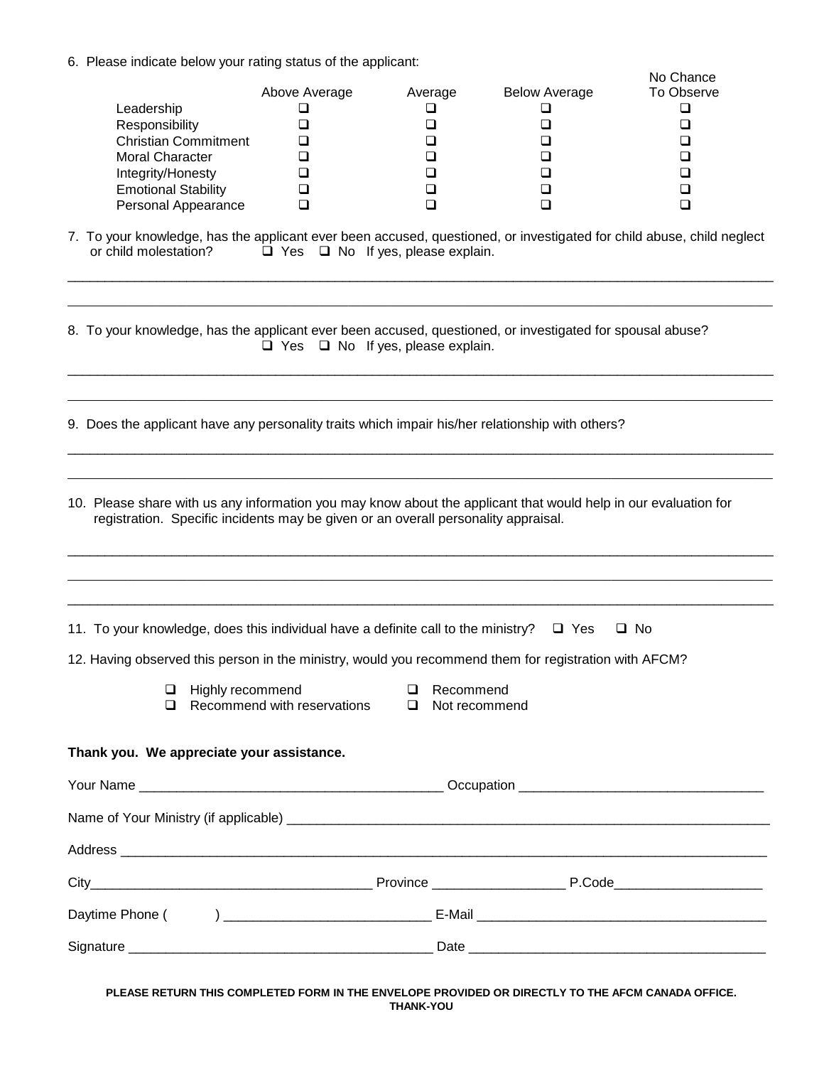6. Please indicate below your rating status of the applicant:

| | Above Average | Average | Below Average | No Chance To Observe |
|---|---|---|---|---|
| Leadership | ❑ | ❑ | ❑ | ❑ |
| Responsibility | ❑ | ❑ | ❑ | ❑ |
| Christian Commitment | ❑ | ❑ | ❑ | ❑ |
| Moral Character | ❑ | ❑ | ❑ | ❑ |
| Integrity/Honesty | ❑ | ❑ | ❑ | ❑ |
| Emotional Stability | ❑ | ❑ | ❑ | ❑ |
| Personal Appearance | ❑ | ❑ | ❑ | ❑ |

7. To your knowledge, has the applicant ever been accused, questioned, or investigated for child abuse, child neglect or child molestation? ❑ Yes ❑ No If yes, please explain.

______________________________________________________________________________

______________________________________________________________________________

8. To your knowledge, has the applicant ever been accused, questioned, or investigated for spousal abuse? ❑ Yes ❑ No If yes, please explain.

______________________________________________________________________________

______________________________________________________________________________

9. Does the applicant have any personality traits which impair his/her relationship with others?

______________________________________________________________________________

______________________________________________________________________________

10. Please share with us any information you may know about the applicant that would help in our evaluation for registration. Specific incidents may be given or an overall personality appraisal.

______________________________________________________________________________

______________________________________________________________________________

______________________________________________________________________________

11. To your knowledge, does this individual have a definite call to the ministry? ❑ Yes ❑ No

12. Having observed this person in the ministry, would you recommend them for registration with AFCM?

- ❑ Highly recommend
- ❑ Recommend
- ❑ Recommend with reservations
- ❑ Not recommend

**Thank you. We appreciate your assistance.**

Your Name ______________________________ Occupation ______________________________

Name of Your Ministry (if applicable) ______________________________

Address ______________________________

City______________________________ Province ________________ P.Code________________

Daytime Phone (      ) ________________________ E-Mail ______________________________

Signature ______________________________ Date ______________________________

**PLEASE RETURN THIS COMPLETED FORM IN THE ENVELOPE PROVIDED OR DIRECTLY TO THE AFCM CANADA OFFICE. THANK-YOU**